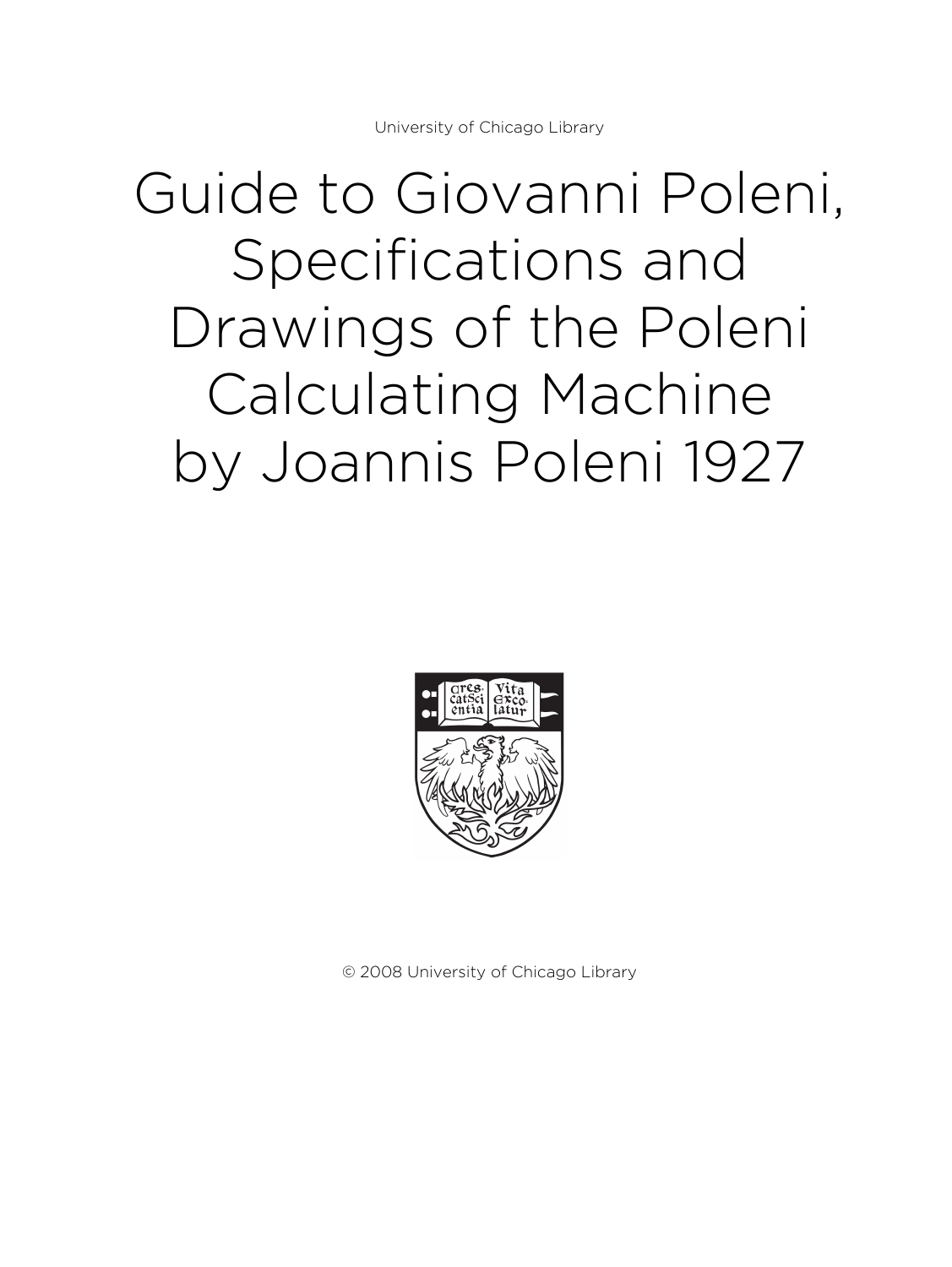University of Chicago Library

# Guide to Giovanni Poleni, Specifications and Drawings of the Poleni Calculating Machine by Joannis Poleni 1927

© 2008 University of Chicago Library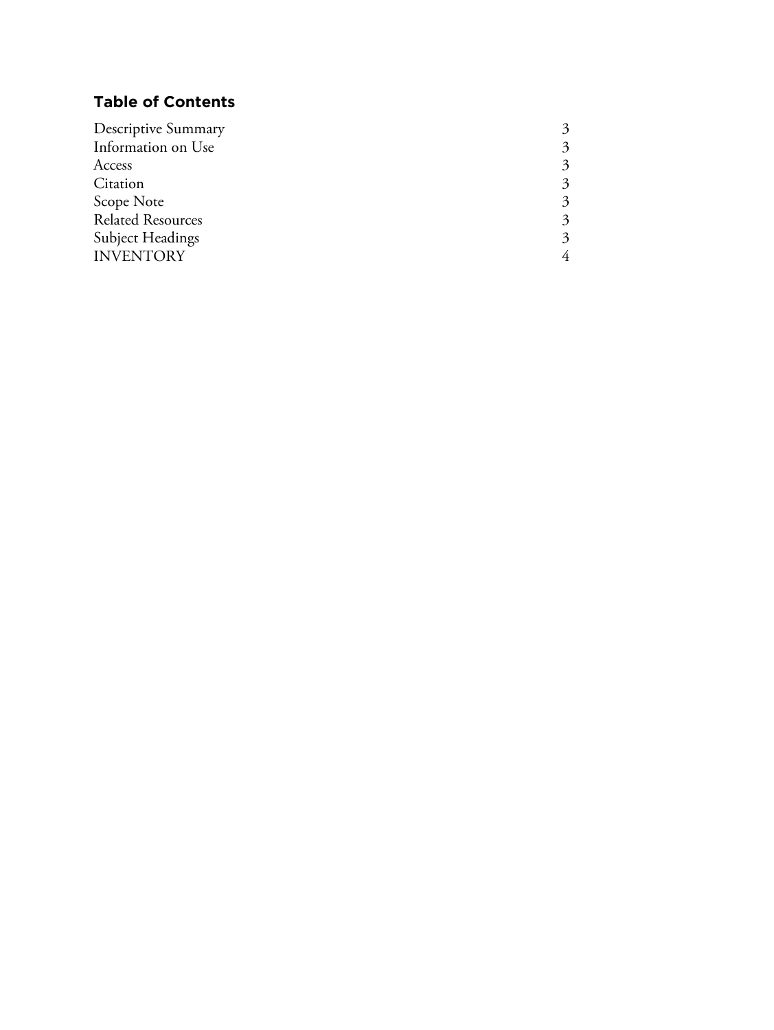## Table of Contents

| | |
|---|---|
| Descriptive Summary | 3 |
| Information on Use | 3 |
| Access | 3 |
| Citation | 3 |
| Scope Note | 3 |
| Related Resources | 3 |
| Subject Headings | 3 |
| INVENTORY | 4 |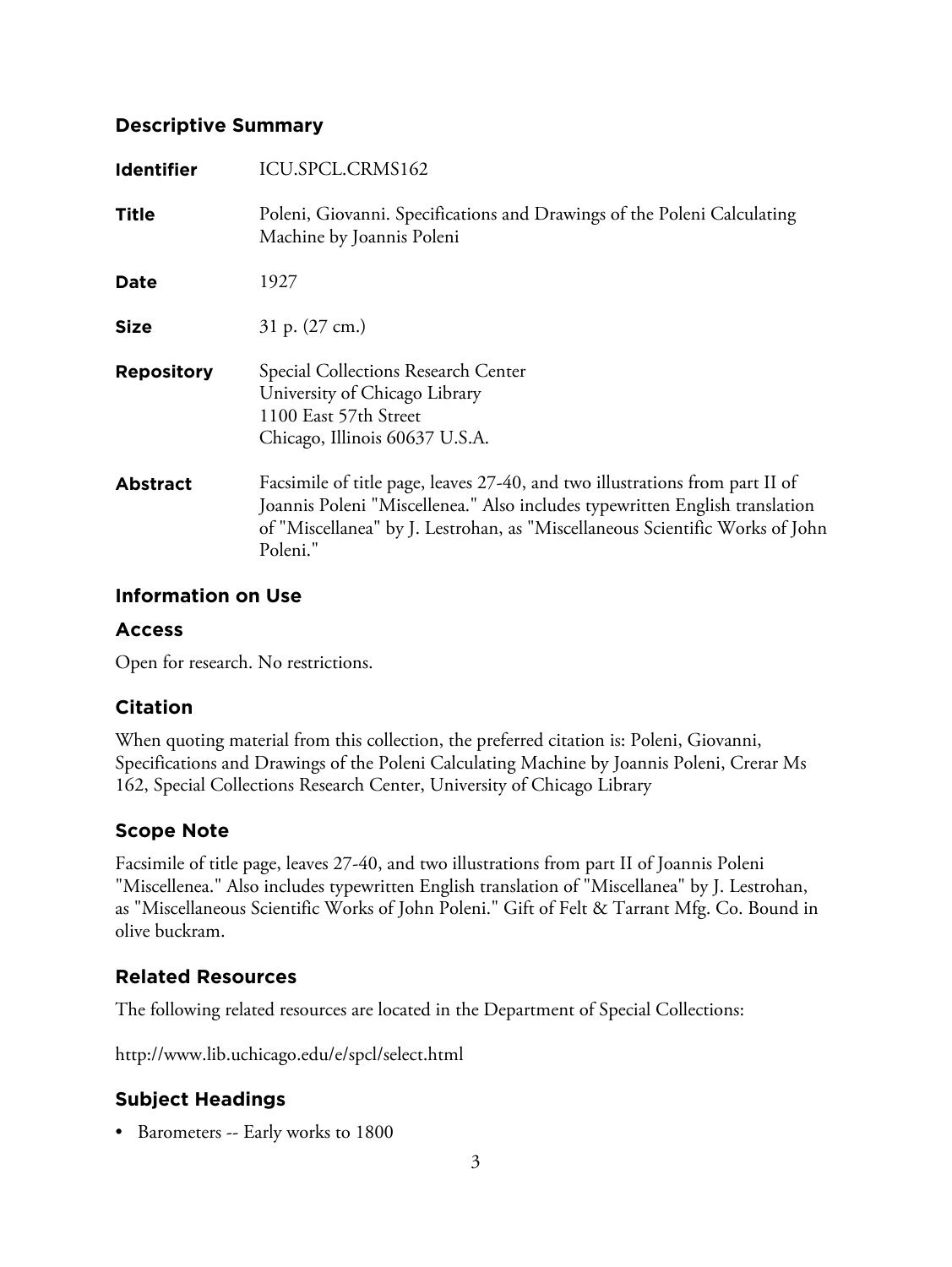## Descriptive Summary

| | |
|---|---|
| **Identifier** | ICU.SPCL.CRMS162 |
| **Title** | Poleni, Giovanni. Specifications and Drawings of the Poleni Calculating Machine by Joannis Poleni |
| **Date** | 1927 |
| **Size** | 31 p. (27 cm.) |
| **Repository** | Special Collections Research Center<br>University of Chicago Library<br>1100 East 57th Street<br>Chicago, Illinois 60637 U.S.A. |
| **Abstract** | Facsimile of title page, leaves 27-40, and two illustrations from part II of Joannis Poleni "Miscellenea." Also includes typewritten English translation of "Miscellanea" by J. Lestrohan, as "Miscellaneous Scientific Works of John Poleni." |

## Information on Use

### Access

Open for research. No restrictions.

### Citation

When quoting material from this collection, the preferred citation is: Poleni, Giovanni, Specifications and Drawings of the Poleni Calculating Machine by Joannis Poleni, Crerar Ms 162, Special Collections Research Center, University of Chicago Library

## Scope Note

Facsimile of title page, leaves 27-40, and two illustrations from part II of Joannis Poleni "Miscellenea." Also includes typewritten English translation of "Miscellanea" by J. Lestrohan, as "Miscellaneous Scientific Works of John Poleni." Gift of Felt & Tarrant Mfg. Co. Bound in olive buckram.

## Related Resources

The following related resources are located in the Department of Special Collections:

http://www.lib.uchicago.edu/e/spcl/select.html

## Subject Headings

- Barometers -- Early works to 1800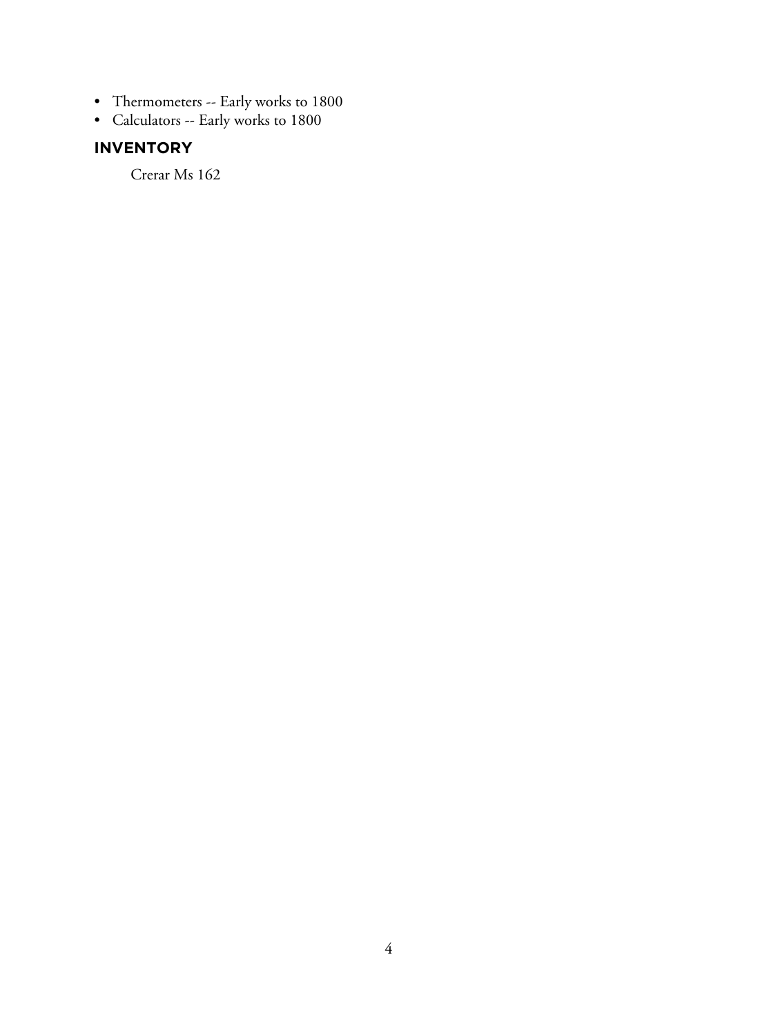- Thermometers -- Early works to 1800
- Calculators -- Early works to 1800

## INVENTORY

Crerar Ms 162